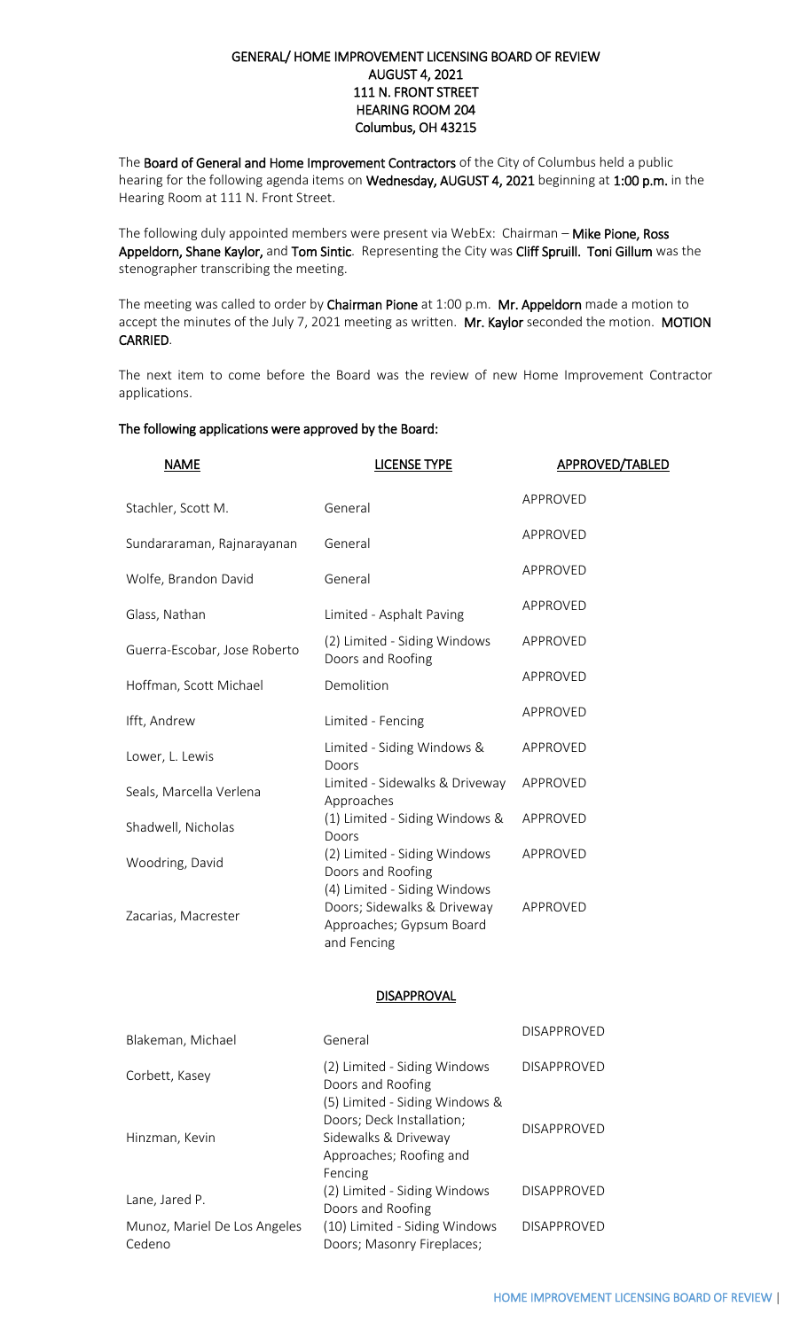# GENERAL/ HOME IMPROVEMENT LICENSING BOARD OF REVIEW
## AUGUST 4, 2021
## 111 N. FRONT STREET
## HEARING ROOM 204
## Columbus, OH 43215

The **Board of General and Home Improvement Contractors** of the City of Columbus held a public hearing for the following agenda items on **Wednesday, AUGUST 4, 2021** beginning at **1:00 p.m.** in the Hearing Room at 111 N. Front Street.

The following duly appointed members were present via WebEx: Chairman – **Mike Pione, Ross Appeldorn, Shane Kaylor,** and **Tom Sintic**. Representing the City was **Cliff Spruill. Toni Gillum** was the stenographer transcribing the meeting.

The meeting was called to order by **Chairman Pione** at 1:00 p.m. **Mr. Appeldorn** made a motion to accept the minutes of the July 7, 2021 meeting as written. **Mr. Kaylor** seconded the motion. **MOTION CARRIED**.

The next item to come before the Board was the review of new Home Improvement Contractor applications.

### The following applications were approved by the Board:

| NAME | LICENSE TYPE | APPROVED/TABLED |
|---|---|---|
| Stachler, Scott M. | General | APPROVED |
| Sundararaman, Rajnarayanan | General | APPROVED |
| Wolfe, Brandon David | General | APPROVED |
| Glass, Nathan | Limited - Asphalt Paving | APPROVED |
| Guerra-Escobar, Jose Roberto | (2) Limited - Siding Windows Doors and Roofing | APPROVED |
| Hoffman, Scott Michael | Demolition | APPROVED |
| Ifft, Andrew | Limited - Fencing | APPROVED |
| Lower, L. Lewis | Limited - Siding Windows & Doors | APPROVED |
| Seals, Marcella Verlena | Limited - Sidewalks & Driveway Approaches | APPROVED |
| Shadwell, Nicholas | (1) Limited - Siding Windows & Doors | APPROVED |
| Woodring, David | (2) Limited - Siding Windows Doors and Roofing | APPROVED |
| Zacarias, Macrester | (4) Limited - Siding Windows Doors; Sidewalks & Driveway Approaches; Gypsum Board and Fencing | APPROVED |

### DISAPPROVAL

| | | |
|---|---|---|
| Blakeman, Michael | General | DISAPPROVED |
| Corbett, Kasey | (2) Limited - Siding Windows Doors and Roofing | DISAPPROVED |
| Hinzman, Kevin | (5) Limited - Siding Windows & Doors; Deck Installation; Sidewalks & Driveway Approaches; Roofing and Fencing | DISAPPROVED |
| Lane, Jared P. | (2) Limited - Siding Windows Doors and Roofing | DISAPPROVED |
| Munoz, Mariel De Los Angeles Cedeno | (10) Limited - Siding Windows Doors; Masonry Fireplaces; | DISAPPROVED |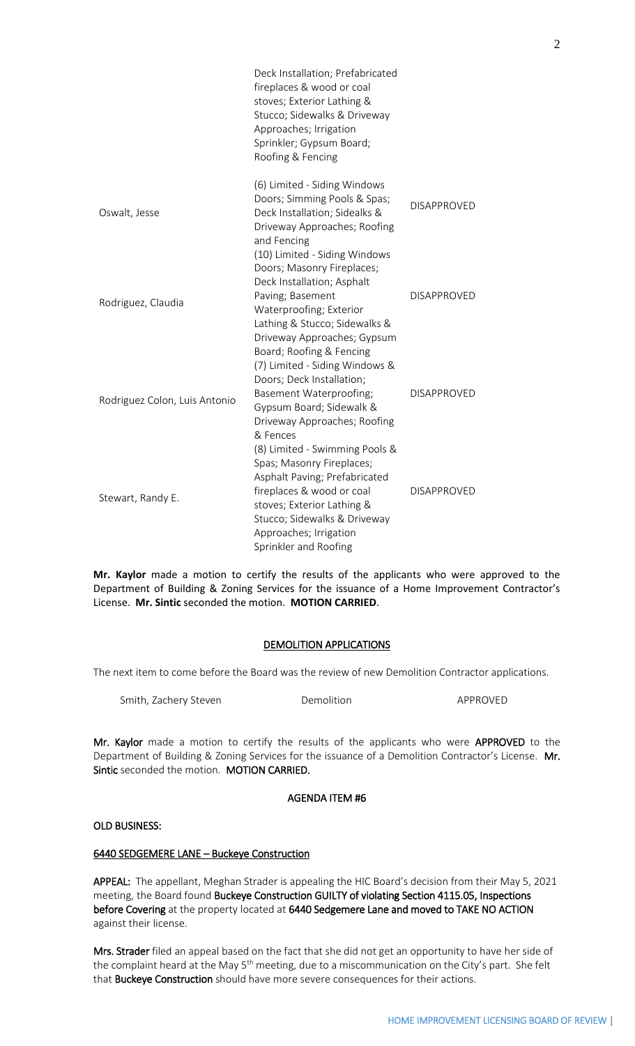| | | |
|---|---|---|
| | Deck Installation; Prefabricated fireplaces & wood or coal stoves; Exterior Lathing & Stucco; Sidewalks & Driveway Approaches; Irrigation Sprinkler; Gypsum Board; Roofing & Fencing | |
| Oswalt, Jesse | (6) Limited - Siding Windows Doors; Simming Pools & Spas; Deck Installation; Sidealks & Driveway Approaches; Roofing and Fencing | DISAPPROVED |
| Rodriguez, Claudia | (10) Limited - Siding Windows Doors; Masonry Fireplaces; Deck Installation; Asphalt Paving; Basement Waterproofing; Exterior Lathing & Stucco; Sidewalks & Driveway Approaches; Gypsum Board; Roofing & Fencing | DISAPPROVED |
| Rodriguez Colon, Luis Antonio | (7) Limited - Siding Windows & Doors; Deck Installation; Basement Waterproofing; Gypsum Board; Sidewalk & Driveway Approaches; Roofing & Fences | DISAPPROVED |
| Stewart, Randy E. | (8) Limited - Swimming Pools & Spas; Masonry Fireplaces; Asphalt Paving; Prefabricated fireplaces & wood or coal stoves; Exterior Lathing & Stucco; Sidewalks & Driveway Approaches; Irrigation Sprinkler and Roofing | DISAPPROVED |

**Mr. Kaylor** made a motion to certify the results of the applicants who were approved to the Department of Building & Zoning Services for the issuance of a Home Improvement Contractor's License. **Mr. Sintic** seconded the motion. **MOTION CARRIED**.

## DEMOLITION APPLICATIONS

The next item to come before the Board was the review of new Demolition Contractor applications.

| | | |
|---|---|---|
| Smith, Zachery Steven | Demolition | APPROVED |

**Mr. Kaylor** made a motion to certify the results of the applicants who were **APPROVED** to the Department of Building & Zoning Services for the issuance of a Demolition Contractor's License. **Mr. Sintic** seconded the motion. **MOTION CARRIED.**

## AGENDA ITEM #6

**OLD BUSINESS:**

**6440 SEDGEMERE LANE – Buckeye Construction**

**APPEAL:** The appellant, Meghan Strader is appealing the HIC Board's decision from their May 5, 2021 meeting, the Board found **Buckeye Construction GUILTY of violating Section 4115.05, Inspections before Covering** at the property located at **6440 Sedgemere Lane** and moved to **TAKE NO ACTION** against their license.

**Mrs. Strader** filed an appeal based on the fact that she did not get an opportunity to have her side of the complaint heard at the May 5th meeting, due to a miscommunication on the City's part. She felt that **Buckeye Construction** should have more severe consequences for their actions.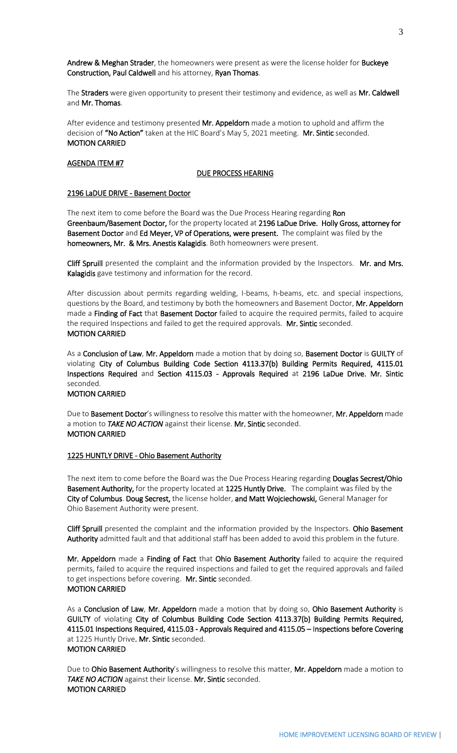**Andrew & Meghan Strader**, the homeowners were present as were the license holder for **Buckeye Construction, Paul Caldwell** and his attorney, **Ryan Thomas**.

The **Straders** were given opportunity to present their testimony and evidence, as well as **Mr. Caldwell** and **Mr. Thomas**.

After evidence and testimony presented **Mr. Appeldorn** made a motion to uphold and affirm the decision of **"No Action"** taken at the HIC Board's May 5, 2021 meeting. **Mr. Sintic** seconded.
**MOTION CARRIED**

**AGENDA ITEM #7**

**DUE PROCESS HEARING**

**2196 LaDUE DRIVE - Basement Doctor**

The next item to come before the Board was the Due Process Hearing regarding **Ron Greenbaum/Basement Doctor,** for the property located at **2196 LaDue Drive. Holly Gross, attorney for Basement Doctor** and **Ed Meyer, VP of Operations, were present.** The complaint was filed by the **homeowners, Mr. & Mrs. Anestis Kalagidis**. Both homeowners were present.

**Cliff Spruill** presented the complaint and the information provided by the Inspectors. **Mr. and Mrs. Kalagidis** gave testimony and information for the record.

After discussion about permits regarding welding, I-beams, h-beams, etc. and special inspections, questions by the Board, and testimony by both the homeowners and Basement Doctor, **Mr. Appeldorn** made a **Finding of Fact** that **Basement Doctor** failed to acquire the required permits, failed to acquire the required Inspections and failed to get the required approvals. **Mr. Sintic** seconded.
**MOTION CARRIED**

As a **Conclusion of Law**, **Mr. Appeldorn** made a motion that by doing so, **Basement Doctor** is **GUILTY** of violating **City of Columbus Building Code Section 4113.37(b) Building Permits Required, 4115.01 Inspections Required** and **Section 4115.03 - Approvals Required** at **2196 LaDue Drive. Mr. Sintic** seconded.
**MOTION CARRIED**

Due to **Basement Doctor**'s willingness to resolve this matter with the homeowner, **Mr. Appeldorn** made a motion to ***TAKE NO ACTION*** against their license. **Mr. Sintic** seconded.
**MOTION CARRIED**

**1225 HUNTLY DRIVE - Ohio Basement Authority**

The next item to come before the Board was the Due Process Hearing regarding **Douglas Secrest/Ohio Basement Authority,** for the property located at **1225 Huntly Drive.** The complaint was filed by the **City of Columbus**. **Doug Secrest,** the license holder, **and Matt Wojciechowski,** General Manager for Ohio Basement Authority were present.

**Cliff Spruill** presented the complaint and the information provided by the Inspectors. **Ohio Basement Authority** admitted fault and that additional staff has been added to avoid this problem in the future.

**Mr. Appeldorn** made a **Finding of Fact** that **Ohio Basement Authority** failed to acquire the required permits, failed to acquire the required inspections and failed to get the required approvals and failed to get inspections before covering. **Mr. Sintic** seconded.
**MOTION CARRIED**

As a **Conclusion of Law**, **Mr. Appeldorn** made a motion that by doing so, **Ohio Basement Authority** is GUILTY of violating **City of Columbus Building Code Section 4113.37(b) Building Permits Required, 4115.01 Inspections Required, 4115.03 - Approvals Required and 4115.05 – Inspections before Covering** at 1225 Huntly Drive**. Mr. Sintic** seconded.
**MOTION CARRIED**

Due to **Ohio Basement Authority**'s willingness to resolve this matter, **Mr. Appeldorn** made a motion to ***TAKE NO ACTION*** against their license. **Mr. Sintic** seconded.
**MOTION CARRIED**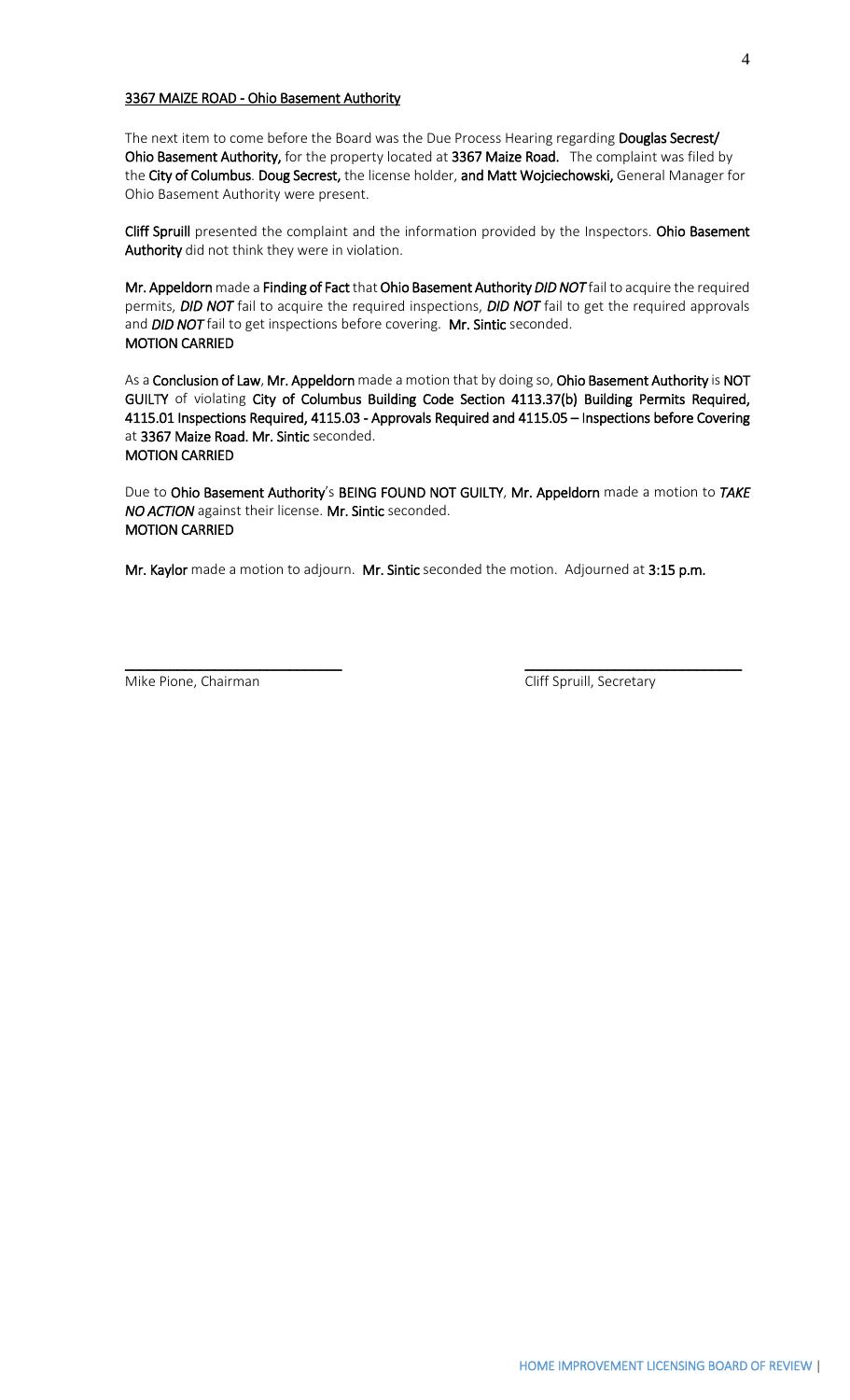**3367 MAIZE ROAD - Ohio Basement Authority**

The next item to come before the Board was the Due Process Hearing regarding **Douglas Secrest/ Ohio Basement Authority,** for the property located at **3367 Maize Road.** The complaint was filed by the **City of Columbus**. **Doug Secrest,** the license holder, **and Matt Wojciechowski,** General Manager for Ohio Basement Authority were present.

**Cliff Spruill** presented the complaint and the information provided by the Inspectors. **Ohio Basement Authority** did not think they were in violation.

**Mr. Appeldorn** made a **Finding of Fact** that **Ohio Basement Authority** ***DID NOT*** fail to acquire the required permits, ***DID NOT*** fail to acquire the required inspections, ***DID NOT*** fail to get the required approvals and ***DID NOT*** fail to get inspections before covering. **Mr. Sintic** seconded.
**MOTION CARRIED**

As a **Conclusion of Law**, **Mr. Appeldorn** made a motion that by doing so, **Ohio Basement Authority** is **NOT GUILTY** of violating **City of Columbus Building Code Section 4113.37(b) Building Permits Required, 4115.01 Inspections Required, 4115.03 - Approvals Required and 4115.05 – Inspections before Covering** at **3367 Maize Road. Mr. Sintic** seconded.
**MOTION CARRIED**

Due to **Ohio Basement Authority**'s **BEING FOUND NOT GUILTY**, **Mr. Appeldorn** made a motion to ***TAKE NO ACTION*** against their license. **Mr. Sintic** seconded.
**MOTION CARRIED**

**Mr. Kaylor** made a motion to adjourn. **Mr. Sintic** seconded the motion. Adjourned at **3:15 p.m.**

\_\_\_\_\_\_\_\_\_\_\_\_\_\_\_\_\_\_\_\_\_\_\_\_\_\_\_\_\_\_ \_\_\_\_\_\_\_\_\_\_\_\_\_\_\_\_\_\_\_\_\_\_\_\_\_\_\_\_\_\_

Mike Pione, Chairman Cliff Spruill, Secretary